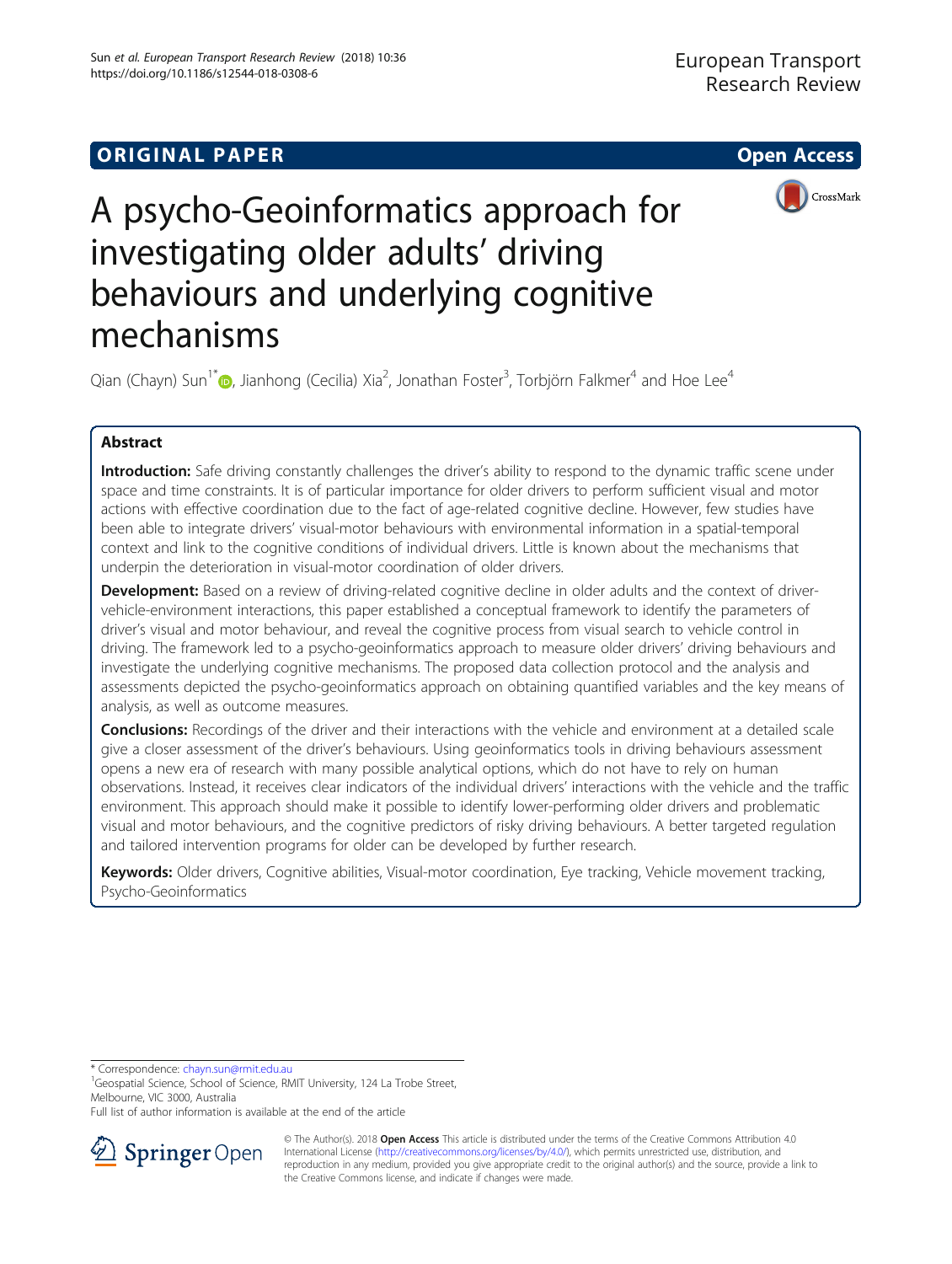ORIGINAL PAPER

Open Access

# A psycho-Geoinformatics approach for investigating older adults' driving behaviours and underlying cognitive mechanisms

Qian (Chayn) Sun[1*], Jianhong (Cecilia) Xia[2], Jonathan Foster[3], Torbjörn Falkmer[4] and Hoe Lee[4]

## Abstract

**Introduction:** Safe driving constantly challenges the driver's ability to respond to the dynamic traffic scene under space and time constraints. It is of particular importance for older drivers to perform sufficient visual and motor actions with effective coordination due to the fact of age-related cognitive decline. However, few studies have been able to integrate drivers' visual-motor behaviours with environmental information in a spatial-temporal context and link to the cognitive conditions of individual drivers. Little is known about the mechanisms that underpin the deterioration in visual-motor coordination of older drivers.

**Development:** Based on a review of driving-related cognitive decline in older adults and the context of driver-vehicle-environment interactions, this paper established a conceptual framework to identify the parameters of driver's visual and motor behaviour, and reveal the cognitive process from visual search to vehicle control in driving. The framework led to a psycho-geoinformatics approach to measure older drivers' driving behaviours and investigate the underlying cognitive mechanisms. The proposed data collection protocol and the analysis and assessments depicted the psycho-geoinformatics approach on obtaining quantified variables and the key means of analysis, as well as outcome measures.

**Conclusions:** Recordings of the driver and their interactions with the vehicle and environment at a detailed scale give a closer assessment of the driver's behaviours. Using geoinformatics tools in driving behaviours assessment opens a new era of research with many possible analytical options, which do not have to rely on human observations. Instead, it receives clear indicators of the individual drivers' interactions with the vehicle and the traffic environment. This approach should make it possible to identify lower-performing older drivers and problematic visual and motor behaviours, and the cognitive predictors of risky driving behaviours. A better targeted regulation and tailored intervention programs for older can be developed by further research.

**Keywords:** Older drivers, Cognitive abilities, Visual-motor coordination, Eye tracking, Vehicle movement tracking, Psycho-Geoinformatics

---

* Correspondence: chayn.sun@rmit.edu.au

[1]Geospatial Science, School of Science, RMIT University, 124 La Trobe Street, Melbourne, VIC 3000, Australia

Full list of author information is available at the end of the article

© The Author(s). 2018 **Open Access** This article is distributed under the terms of the Creative Commons Attribution 4.0 International License (http://creativecommons.org/licenses/by/4.0/), which permits unrestricted use, distribution, and reproduction in any medium, provided you give appropriate credit to the original author(s) and the source, provide a link to the Creative Commons license, and indicate if changes were made.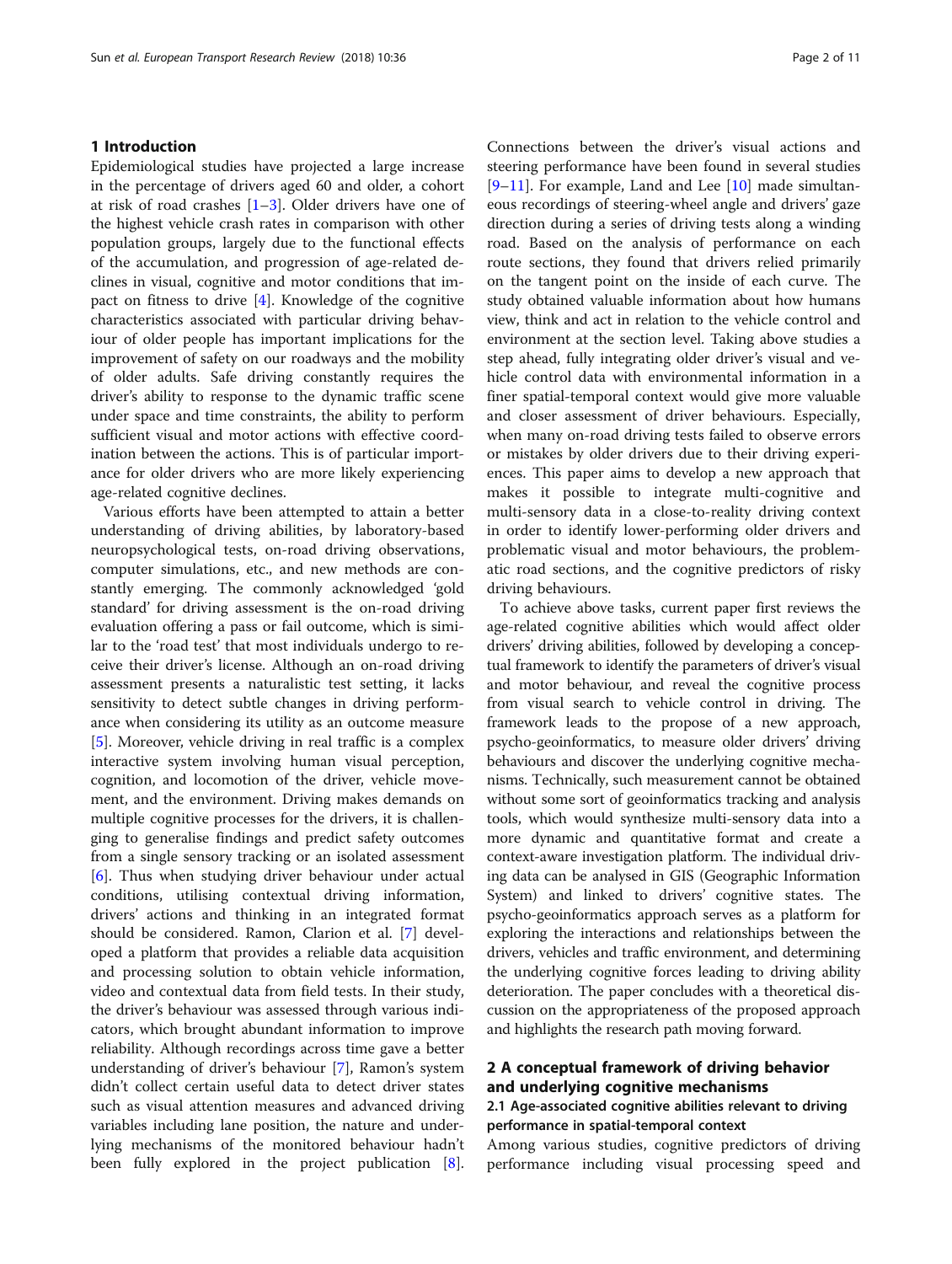## 1 Introduction

Epidemiological studies have projected a large increase in the percentage of drivers aged 60 and older, a cohort at risk of road crashes [1–3]. Older drivers have one of the highest vehicle crash rates in comparison with other population groups, largely due to the functional effects of the accumulation, and progression of age-related declines in visual, cognitive and motor conditions that impact on fitness to drive [4]. Knowledge of the cognitive characteristics associated with particular driving behaviour of older people has important implications for the improvement of safety on our roadways and the mobility of older adults. Safe driving constantly requires the driver's ability to response to the dynamic traffic scene under space and time constraints, the ability to perform sufficient visual and motor actions with effective coordination between the actions. This is of particular importance for older drivers who are more likely experiencing age-related cognitive declines.

Various efforts have been attempted to attain a better understanding of driving abilities, by laboratory-based neuropsychological tests, on-road driving observations, computer simulations, etc., and new methods are constantly emerging. The commonly acknowledged 'gold standard' for driving assessment is the on-road driving evaluation offering a pass or fail outcome, which is similar to the 'road test' that most individuals undergo to receive their driver's license. Although an on-road driving assessment presents a naturalistic test setting, it lacks sensitivity to detect subtle changes in driving performance when considering its utility as an outcome measure [5]. Moreover, vehicle driving in real traffic is a complex interactive system involving human visual perception, cognition, and locomotion of the driver, vehicle movement, and the environment. Driving makes demands on multiple cognitive processes for the drivers, it is challenging to generalise findings and predict safety outcomes from a single sensory tracking or an isolated assessment [6]. Thus when studying driver behaviour under actual conditions, utilising contextual driving information, drivers' actions and thinking in an integrated format should be considered. Ramon, Clarion et al. [7] developed a platform that provides a reliable data acquisition and processing solution to obtain vehicle information, video and contextual data from field tests. In their study, the driver's behaviour was assessed through various indicators, which brought abundant information to improve reliability. Although recordings across time gave a better understanding of driver's behaviour [7], Ramon's system didn't collect certain useful data to detect driver states such as visual attention measures and advanced driving variables including lane position, the nature and underlying mechanisms of the monitored behaviour hadn't been fully explored in the project publication [8]. Connections between the driver's visual actions and steering performance have been found in several studies [9–11]. For example, Land and Lee [10] made simultaneous recordings of steering-wheel angle and drivers' gaze direction during a series of driving tests along a winding road. Based on the analysis of performance on each route sections, they found that drivers relied primarily on the tangent point on the inside of each curve. The study obtained valuable information about how humans view, think and act in relation to the vehicle control and environment at the section level. Taking above studies a step ahead, fully integrating older driver's visual and vehicle control data with environmental information in a finer spatial-temporal context would give more valuable and closer assessment of driver behaviours. Especially, when many on-road driving tests failed to observe errors or mistakes by older drivers due to their driving experiences. This paper aims to develop a new approach that makes it possible to integrate multi-cognitive and multi-sensory data in a close-to-reality driving context in order to identify lower-performing older drivers and problematic visual and motor behaviours, the problematic road sections, and the cognitive predictors of risky driving behaviours.

To achieve above tasks, current paper first reviews the age-related cognitive abilities which would affect older drivers' driving abilities, followed by developing a conceptual framework to identify the parameters of driver's visual and motor behaviour, and reveal the cognitive process from visual search to vehicle control in driving. The framework leads to the propose of a new approach, psycho-geoinformatics, to measure older drivers' driving behaviours and discover the underlying cognitive mechanisms. Technically, such measurement cannot be obtained without some sort of geoinformatics tracking and analysis tools, which would synthesize multi-sensory data into a more dynamic and quantitative format and create a context-aware investigation platform. The individual driving data can be analysed in GIS (Geographic Information System) and linked to drivers' cognitive states. The psycho-geoinformatics approach serves as a platform for exploring the interactions and relationships between the drivers, vehicles and traffic environment, and determining the underlying cognitive forces leading to driving ability deterioration. The paper concludes with a theoretical discussion on the appropriateness of the proposed approach and highlights the research path moving forward.

## 2 A conceptual framework of driving behavior and underlying cognitive mechanisms

### 2.1 Age-associated cognitive abilities relevant to driving performance in spatial-temporal context

Among various studies, cognitive predictors of driving performance including visual processing speed and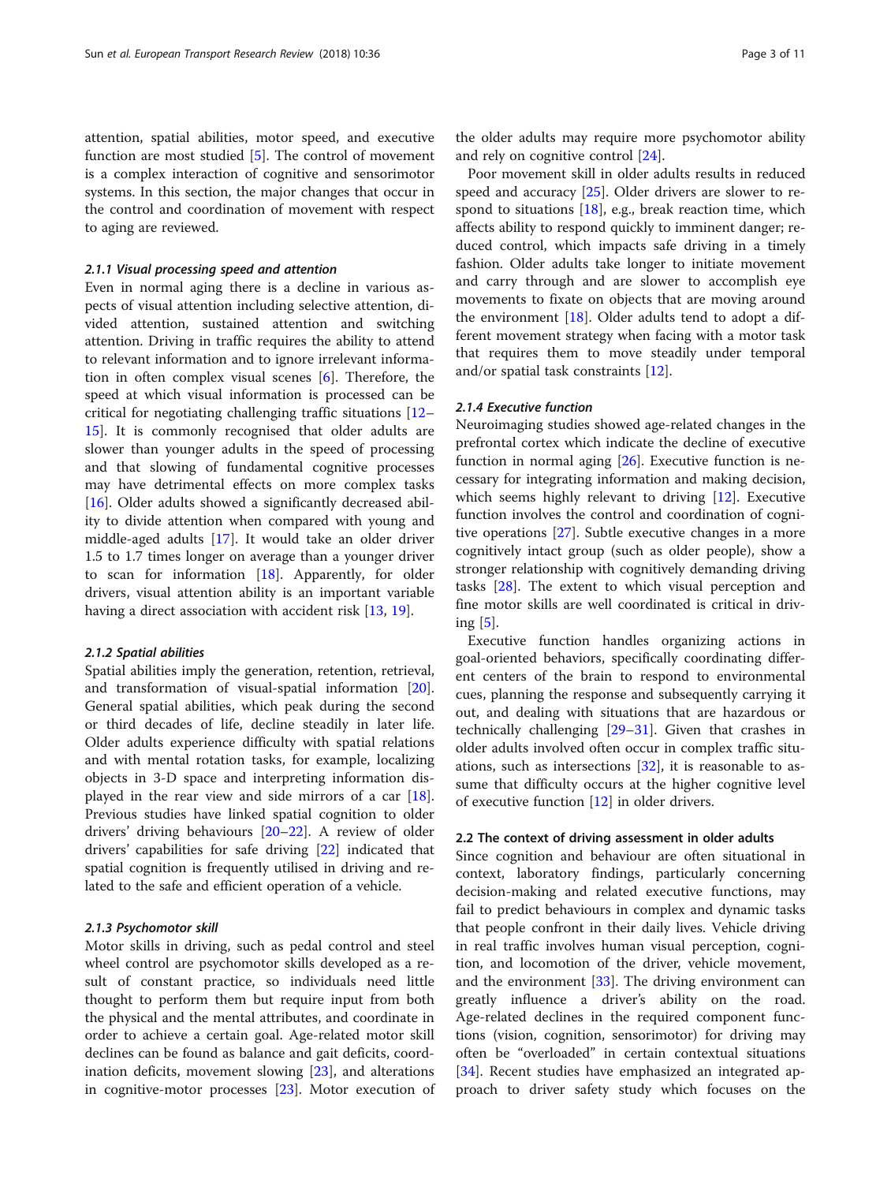attention, spatial abilities, motor speed, and executive function are most studied [5]. The control of movement is a complex interaction of cognitive and sensorimotor systems. In this section, the major changes that occur in the control and coordination of movement with respect to aging are reviewed.

#### 2.1.1 Visual processing speed and attention

Even in normal aging there is a decline in various aspects of visual attention including selective attention, divided attention, sustained attention and switching attention. Driving in traffic requires the ability to attend to relevant information and to ignore irrelevant information in often complex visual scenes [6]. Therefore, the speed at which visual information is processed can be critical for negotiating challenging traffic situations [12–15]. It is commonly recognised that older adults are slower than younger adults in the speed of processing and that slowing of fundamental cognitive processes may have detrimental effects on more complex tasks [16]. Older adults showed a significantly decreased ability to divide attention when compared with young and middle-aged adults [17]. It would take an older driver 1.5 to 1.7 times longer on average than a younger driver to scan for information [18]. Apparently, for older drivers, visual attention ability is an important variable having a direct association with accident risk [13, 19].

#### 2.1.2 Spatial abilities

Spatial abilities imply the generation, retention, retrieval, and transformation of visual-spatial information [20]. General spatial abilities, which peak during the second or third decades of life, decline steadily in later life. Older adults experience difficulty with spatial relations and with mental rotation tasks, for example, localizing objects in 3-D space and interpreting information displayed in the rear view and side mirrors of a car [18]. Previous studies have linked spatial cognition to older drivers' driving behaviours [20–22]. A review of older drivers' capabilities for safe driving [22] indicated that spatial cognition is frequently utilised in driving and related to the safe and efficient operation of a vehicle.

#### 2.1.3 Psychomotor skill

Motor skills in driving, such as pedal control and steel wheel control are psychomotor skills developed as a result of constant practice, so individuals need little thought to perform them but require input from both the physical and the mental attributes, and coordinate in order to achieve a certain goal. Age-related motor skill declines can be found as balance and gait deficits, coordination deficits, movement slowing [23], and alterations in cognitive-motor processes [23]. Motor execution of the older adults may require more psychomotor ability and rely on cognitive control [24].

Poor movement skill in older adults results in reduced speed and accuracy [25]. Older drivers are slower to respond to situations [18], e.g., break reaction time, which affects ability to respond quickly to imminent danger; reduced control, which impacts safe driving in a timely fashion. Older adults take longer to initiate movement and carry through and are slower to accomplish eye movements to fixate on objects that are moving around the environment [18]. Older adults tend to adopt a different movement strategy when facing with a motor task that requires them to move steadily under temporal and/or spatial task constraints [12].

#### 2.1.4 Executive function

Neuroimaging studies showed age-related changes in the prefrontal cortex which indicate the decline of executive function in normal aging [26]. Executive function is necessary for integrating information and making decision, which seems highly relevant to driving [12]. Executive function involves the control and coordination of cognitive operations [27]. Subtle executive changes in a more cognitively intact group (such as older people), show a stronger relationship with cognitively demanding driving tasks [28]. The extent to which visual perception and fine motor skills are well coordinated is critical in driving [5].

Executive function handles organizing actions in goal-oriented behaviors, specifically coordinating different centers of the brain to respond to environmental cues, planning the response and subsequently carrying it out, and dealing with situations that are hazardous or technically challenging [29–31]. Given that crashes in older adults involved often occur in complex traffic situations, such as intersections [32], it is reasonable to assume that difficulty occurs at the higher cognitive level of executive function [12] in older drivers.

### 2.2 The context of driving assessment in older adults

Since cognition and behaviour are often situational in context, laboratory findings, particularly concerning decision-making and related executive functions, may fail to predict behaviours in complex and dynamic tasks that people confront in their daily lives. Vehicle driving in real traffic involves human visual perception, cognition, and locomotion of the driver, vehicle movement, and the environment [33]. The driving environment can greatly influence a driver's ability on the road. Age-related declines in the required component functions (vision, cognition, sensorimotor) for driving may often be "overloaded" in certain contextual situations [34]. Recent studies have emphasized an integrated approach to driver safety study which focuses on the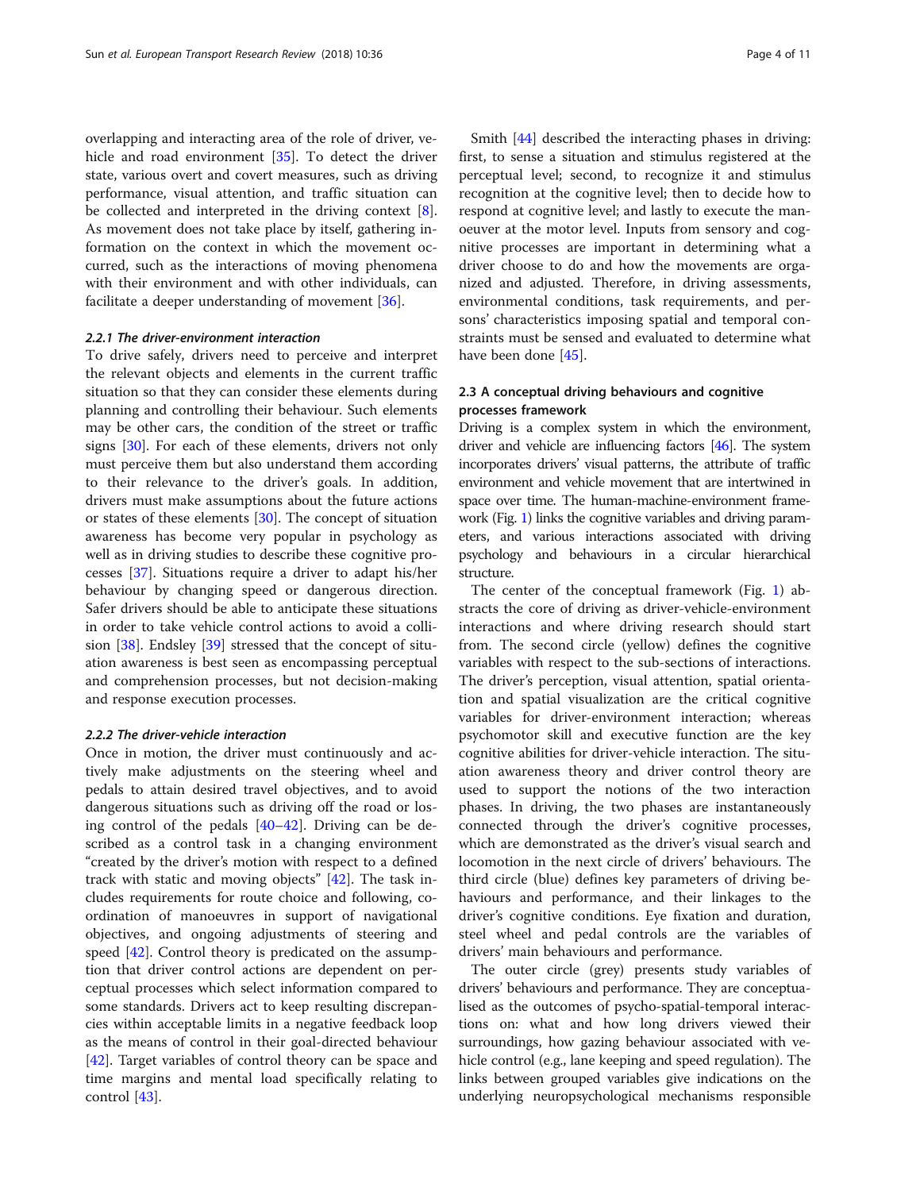overlapping and interacting area of the role of driver, vehicle and road environment [35]. To detect the driver state, various overt and covert measures, such as driving performance, visual attention, and traffic situation can be collected and interpreted in the driving context [8]. As movement does not take place by itself, gathering information on the context in which the movement occurred, such as the interactions of moving phenomena with their environment and with other individuals, can facilitate a deeper understanding of movement [36].

#### 2.2.1 The driver-environment interaction

To drive safely, drivers need to perceive and interpret the relevant objects and elements in the current traffic situation so that they can consider these elements during planning and controlling their behaviour. Such elements may be other cars, the condition of the street or traffic signs [30]. For each of these elements, drivers not only must perceive them but also understand them according to their relevance to the driver's goals. In addition, drivers must make assumptions about the future actions or states of these elements [30]. The concept of situation awareness has become very popular in psychology as well as in driving studies to describe these cognitive processes [37]. Situations require a driver to adapt his/her behaviour by changing speed or dangerous direction. Safer drivers should be able to anticipate these situations in order to take vehicle control actions to avoid a collision [38]. Endsley [39] stressed that the concept of situation awareness is best seen as encompassing perceptual and comprehension processes, but not decision-making and response execution processes.

#### 2.2.2 The driver-vehicle interaction

Once in motion, the driver must continuously and actively make adjustments on the steering wheel and pedals to attain desired travel objectives, and to avoid dangerous situations such as driving off the road or losing control of the pedals [40–42]. Driving can be described as a control task in a changing environment "created by the driver's motion with respect to a defined track with static and moving objects" [42]. The task includes requirements for route choice and following, coordination of manoeuvres in support of navigational objectives, and ongoing adjustments of steering and speed [42]. Control theory is predicated on the assumption that driver control actions are dependent on perceptual processes which select information compared to some standards. Drivers act to keep resulting discrepancies within acceptable limits in a negative feedback loop as the means of control in their goal-directed behaviour [42]. Target variables of control theory can be space and time margins and mental load specifically relating to control [43].

Smith [44] described the interacting phases in driving: first, to sense a situation and stimulus registered at the perceptual level; second, to recognize it and stimulus recognition at the cognitive level; then to decide how to respond at cognitive level; and lastly to execute the manoeuver at the motor level. Inputs from sensory and cognitive processes are important in determining what a driver choose to do and how the movements are organized and adjusted. Therefore, in driving assessments, environmental conditions, task requirements, and persons' characteristics imposing spatial and temporal constraints must be sensed and evaluated to determine what have been done [45].

### 2.3 A conceptual driving behaviours and cognitive processes framework

Driving is a complex system in which the environment, driver and vehicle are influencing factors [46]. The system incorporates drivers' visual patterns, the attribute of traffic environment and vehicle movement that are intertwined in space over time. The human-machine-environment framework (Fig. 1) links the cognitive variables and driving parameters, and various interactions associated with driving psychology and behaviours in a circular hierarchical structure.

The center of the conceptual framework (Fig. 1) abstracts the core of driving as driver-vehicle-environment interactions and where driving research should start from. The second circle (yellow) defines the cognitive variables with respect to the sub-sections of interactions. The driver's perception, visual attention, spatial orientation and spatial visualization are the critical cognitive variables for driver-environment interaction; whereas psychomotor skill and executive function are the key cognitive abilities for driver-vehicle interaction. The situation awareness theory and driver control theory are used to support the notions of the two interaction phases. In driving, the two phases are instantaneously connected through the driver's cognitive processes, which are demonstrated as the driver's visual search and locomotion in the next circle of drivers' behaviours. The third circle (blue) defines key parameters of driving behaviours and performance, and their linkages to the driver's cognitive conditions. Eye fixation and duration, steel wheel and pedal controls are the variables of drivers' main behaviours and performance.

The outer circle (grey) presents study variables of drivers' behaviours and performance. They are conceptualised as the outcomes of psycho-spatial-temporal interactions on: what and how long drivers viewed their surroundings, how gazing behaviour associated with vehicle control (e.g., lane keeping and speed regulation). The links between grouped variables give indications on the underlying neuropsychological mechanisms responsible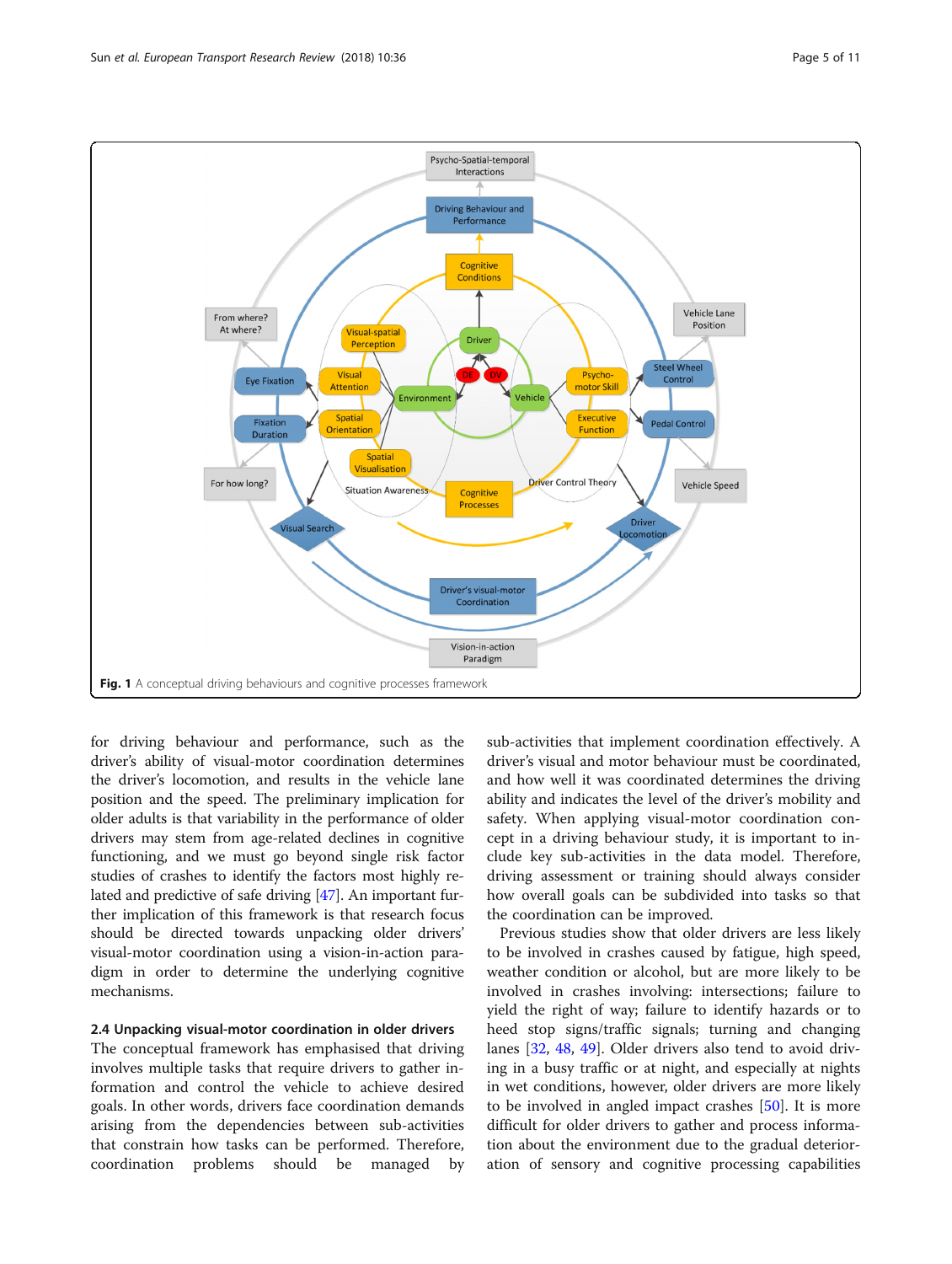Fig. 1 A conceptual driving behaviours and cognitive processes framework

for driving behaviour and performance, such as the driver's ability of visual-motor coordination determines the driver's locomotion, and results in the vehicle lane position and the speed. The preliminary implication for older adults is that variability in the performance of older drivers may stem from age-related declines in cognitive functioning, and we must go beyond single risk factor studies of crashes to identify the factors most highly related and predictive of safe driving [47]. An important further implication of this framework is that research focus should be directed towards unpacking older drivers' visual-motor coordination using a vision-in-action paradigm in order to determine the underlying cognitive mechanisms.

### 2.4 Unpacking visual-motor coordination in older drivers

The conceptual framework has emphasised that driving involves multiple tasks that require drivers to gather information and control the vehicle to achieve desired goals. In other words, drivers face coordination demands arising from the dependencies between sub-activities that constrain how tasks can be performed. Therefore, coordination problems should be managed by sub-activities that implement coordination effectively. A driver's visual and motor behaviour must be coordinated, and how well it was coordinated determines the driving ability and indicates the level of the driver's mobility and safety. When applying visual-motor coordination concept in a driving behaviour study, it is important to include key sub-activities in the data model. Therefore, driving assessment or training should always consider how overall goals can be subdivided into tasks so that the coordination can be improved.

Previous studies show that older drivers are less likely to be involved in crashes caused by fatigue, high speed, weather condition or alcohol, but are more likely to be involved in crashes involving: intersections; failure to yield the right of way; failure to identify hazards or to heed stop signs/traffic signals; turning and changing lanes [32, 48, 49]. Older drivers also tend to avoid driving in a busy traffic or at night, and especially at nights in wet conditions, however, older drivers are more likely to be involved in angled impact crashes [50]. It is more difficult for older drivers to gather and process information about the environment due to the gradual deterioration of sensory and cognitive processing capabilities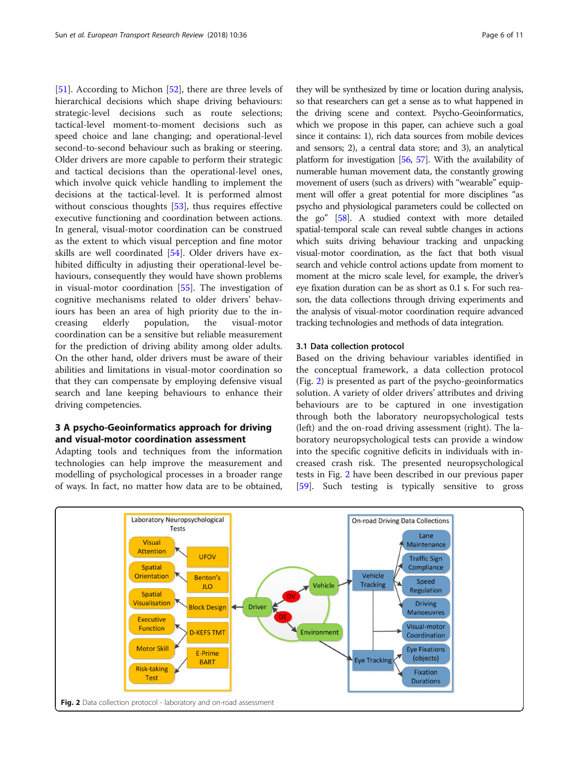[51]. According to Michon [52], there are three levels of hierarchical decisions which shape driving behaviours: strategic-level decisions such as route selections; tactical-level moment-to-moment decisions such as speed choice and lane changing; and operational-level second-to-second behaviour such as braking or steering. Older drivers are more capable to perform their strategic and tactical decisions than the operational-level ones, which involve quick vehicle handling to implement the decisions at the tactical-level. It is performed almost without conscious thoughts [53], thus requires effective executive functioning and coordination between actions. In general, visual-motor coordination can be construed as the extent to which visual perception and fine motor skills are well coordinated [54]. Older drivers have exhibited difficulty in adjusting their operational-level behaviours, consequently they would have shown problems in visual-motor coordination [55]. The investigation of cognitive mechanisms related to older drivers' behaviours has been an area of high priority due to the increasing elderly population, the visual-motor coordination can be a sensitive but reliable measurement for the prediction of driving ability among older adults. On the other hand, older drivers must be aware of their abilities and limitations in visual-motor coordination so that they can compensate by employing defensive visual search and lane keeping behaviours to enhance their driving competencies.

## 3 A psycho-Geoinformatics approach for driving and visual-motor coordination assessment

Adapting tools and techniques from the information technologies can help improve the measurement and modelling of psychological processes in a broader range of ways. In fact, no matter how data are to be obtained, they will be synthesized by time or location during analysis, so that researchers can get a sense as to what happened in the driving scene and context. Psycho-Geoinformatics, which we propose in this paper, can achieve such a goal since it contains: 1), rich data sources from mobile devices and sensors; 2), a central data store; and 3), an analytical platform for investigation [56, 57]. With the availability of numerable human movement data, the constantly growing movement of users (such as drivers) with "wearable" equipment will offer a great potential for more disciplines "as psycho and physiological parameters could be collected on the go" [58]. A studied context with more detailed spatial-temporal scale can reveal subtle changes in actions which suits driving behaviour tracking and unpacking visual-motor coordination, as the fact that both visual search and vehicle control actions update from moment to moment at the micro scale level, for example, the driver's eye fixation duration can be as short as 0.1 s. For such reason, the data collections through driving experiments and the analysis of visual-motor coordination require advanced tracking technologies and methods of data integration.

### 3.1 Data collection protocol

Based on the driving behaviour variables identified in the conceptual framework, a data collection protocol (Fig. 2) is presented as part of the psycho-geoinformatics solution. A variety of older drivers' attributes and driving behaviours are to be captured in one investigation through both the laboratory neuropsychological tests (left) and the on-road driving assessment (right). The laboratory neuropsychological tests can provide a window into the specific cognitive deficits in individuals with increased crash risk. The presented neuropsychological tests in Fig. 2 have been described in our previous paper [59]. Such testing is typically sensitive to gross

Fig. 2 Data collection protocol - laboratory and on-road assessment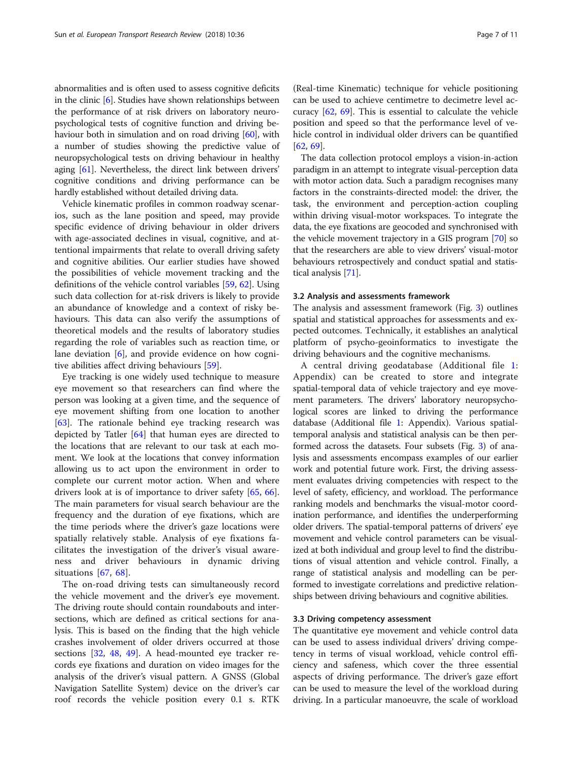abnormalities and is often used to assess cognitive deficits in the clinic [6]. Studies have shown relationships between the performance of at risk drivers on laboratory neuropsychological tests of cognitive function and driving behaviour both in simulation and on road driving [60], with a number of studies showing the predictive value of neuropsychological tests on driving behaviour in healthy aging [61]. Nevertheless, the direct link between drivers' cognitive conditions and driving performance can be hardly established without detailed driving data.

Vehicle kinematic profiles in common roadway scenarios, such as the lane position and speed, may provide specific evidence of driving behaviour in older drivers with age-associated declines in visual, cognitive, and attentional impairments that relate to overall driving safety and cognitive abilities. Our earlier studies have showed the possibilities of vehicle movement tracking and the definitions of the vehicle control variables [59, 62]. Using such data collection for at-risk drivers is likely to provide an abundance of knowledge and a context of risky behaviours. This data can also verify the assumptions of theoretical models and the results of laboratory studies regarding the role of variables such as reaction time, or lane deviation [6], and provide evidence on how cognitive abilities affect driving behaviours [59].

Eye tracking is one widely used technique to measure eye movement so that researchers can find where the person was looking at a given time, and the sequence of eye movement shifting from one location to another [63]. The rationale behind eye tracking research was depicted by Tatler [64] that human eyes are directed to the locations that are relevant to our task at each moment. We look at the locations that convey information allowing us to act upon the environment in order to complete our current motor action. When and where drivers look at is of importance to driver safety [65, 66]. The main parameters for visual search behaviour are the frequency and the duration of eye fixations, which are the time periods where the driver's gaze locations were spatially relatively stable. Analysis of eye fixations facilitates the investigation of the driver's visual awareness and driver behaviours in dynamic driving situations [67, 68].

The on-road driving tests can simultaneously record the vehicle movement and the driver's eye movement. The driving route should contain roundabouts and intersections, which are defined as critical sections for analysis. This is based on the finding that the high vehicle crashes involvement of older drivers occurred at those sections [32, 48, 49]. A head-mounted eye tracker records eye fixations and duration on video images for the analysis of the driver's visual pattern. A GNSS (Global Navigation Satellite System) device on the driver's car roof records the vehicle position every 0.1 s. RTK (Real-time Kinematic) technique for vehicle positioning can be used to achieve centimetre to decimetre level accuracy [62, 69]. This is essential to calculate the vehicle position and speed so that the performance level of vehicle control in individual older drivers can be quantified [62, 69].

The data collection protocol employs a vision-in-action paradigm in an attempt to integrate visual-perception data with motor action data. Such a paradigm recognises many factors in the constraints-directed model: the driver, the task, the environment and perception-action coupling within driving visual-motor workspaces. To integrate the data, the eye fixations are geocoded and synchronised with the vehicle movement trajectory in a GIS program [70] so that the researchers are able to view drivers' visual-motor behaviours retrospectively and conduct spatial and statistical analysis [71].

### 3.2 Analysis and assessments framework

The analysis and assessment framework (Fig. 3) outlines spatial and statistical approaches for assessments and expected outcomes. Technically, it establishes an analytical platform of psycho-geoinformatics to investigate the driving behaviours and the cognitive mechanisms.

A central driving geodatabase (Additional file 1: Appendix) can be created to store and integrate spatial-temporal data of vehicle trajectory and eye movement parameters. The drivers' laboratory neuropsychological scores are linked to driving the performance database (Additional file 1: Appendix). Various spatial-temporal analysis and statistical analysis can be then performed across the datasets. Four subsets (Fig. 3) of analysis and assessments encompass examples of our earlier work and potential future work. First, the driving assessment evaluates driving competencies with respect to the level of safety, efficiency, and workload. The performance ranking models and benchmarks the visual-motor coordination performance, and identifies the underperforming older drivers. The spatial-temporal patterns of drivers' eye movement and vehicle control parameters can be visualized at both individual and group level to find the distributions of visual attention and vehicle control. Finally, a range of statistical analysis and modelling can be performed to investigate correlations and predictive relationships between driving behaviours and cognitive abilities.

### 3.3 Driving competency assessment

The quantitative eye movement and vehicle control data can be used to assess individual drivers' driving competency in terms of visual workload, vehicle control efficiency and safeness, which cover the three essential aspects of driving performance. The driver's gaze effort can be used to measure the level of the workload during driving. In a particular manoeuvre, the scale of workload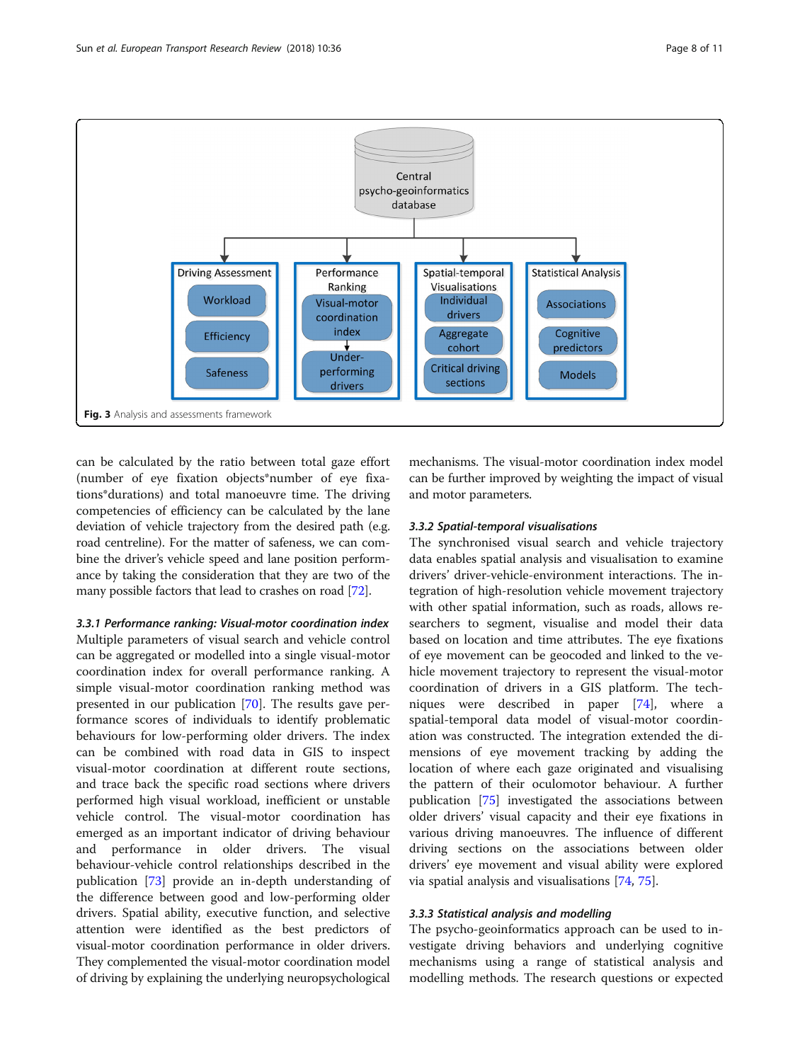Central psycho-geoinformatics database

Driving Assessment
Workload
Efficiency
Safeness

Performance Ranking
Visual-motor coordination index
Under-performing drivers

Spatial-temporal Visualisations
Individual drivers
Aggregate cohort
Critical driving sections

Statistical Analysis
Associations
Cognitive predictors
Models

**Fig. 3** Analysis and assessments framework

can be calculated by the ratio between total gaze effort (number of eye fixation objects*number of eye fixations*durations) and total manoeuvre time. The driving competencies of efficiency can be calculated by the lane deviation of vehicle trajectory from the desired path (e.g. road centreline). For the matter of safeness, we can combine the driver's vehicle speed and lane position performance by taking the consideration that they are two of the many possible factors that lead to crashes on road [72].

### 3.3.1 Performance ranking: Visual-motor coordination index

Multiple parameters of visual search and vehicle control can be aggregated or modelled into a single visual-motor coordination index for overall performance ranking. A simple visual-motor coordination ranking method was presented in our publication [70]. The results gave performance scores of individuals to identify problematic behaviours for low-performing older drivers. The index can be combined with road data in GIS to inspect visual-motor coordination at different route sections, and trace back the specific road sections where drivers performed high visual workload, inefficient or unstable vehicle control. The visual-motor coordination has emerged as an important indicator of driving behaviour and performance in older drivers. The visual behaviour-vehicle control relationships described in the publication [73] provide an in-depth understanding of the difference between good and low-performing older drivers. Spatial ability, executive function, and selective attention were identified as the best predictors of visual-motor coordination performance in older drivers. They complemented the visual-motor coordination model of driving by explaining the underlying neuropsychological mechanisms. The visual-motor coordination index model can be further improved by weighting the impact of visual and motor parameters.

### 3.3.2 Spatial-temporal visualisations

The synchronised visual search and vehicle trajectory data enables spatial analysis and visualisation to examine drivers' driver-vehicle-environment interactions. The integration of high-resolution vehicle movement trajectory with other spatial information, such as roads, allows researchers to segment, visualise and model their data based on location and time attributes. The eye fixations of eye movement can be geocoded and linked to the vehicle movement trajectory to represent the visual-motor coordination of drivers in a GIS platform. The techniques were described in paper [74], where a spatial-temporal data model of visual-motor coordination was constructed. The integration extended the dimensions of eye movement tracking by adding the location of where each gaze originated and visualising the pattern of their oculomotor behaviour. A further publication [75] investigated the associations between older drivers' visual capacity and their eye fixations in various driving manoeuvres. The influence of different driving sections on the associations between older drivers' eye movement and visual ability were explored via spatial analysis and visualisations [74, 75].

### 3.3.3 Statistical analysis and modelling

The psycho-geoinformatics approach can be used to investigate driving behaviors and underlying cognitive mechanisms using a range of statistical analysis and modelling methods. The research questions or expected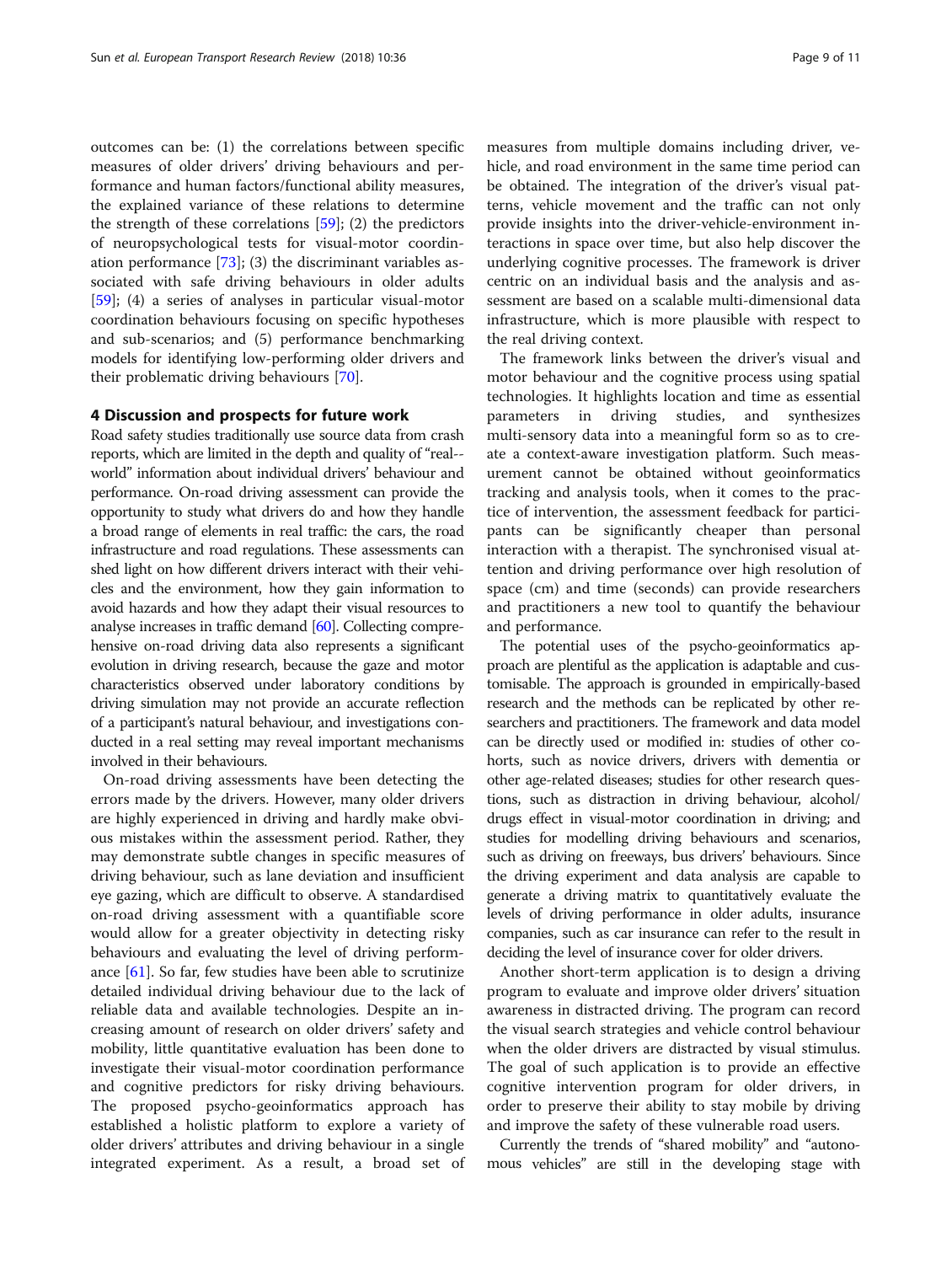outcomes can be: (1) the correlations between specific measures of older drivers' driving behaviours and performance and human factors/functional ability measures, the explained variance of these relations to determine the strength of these correlations [59]; (2) the predictors of neuropsychological tests for visual-motor coordination performance [73]; (3) the discriminant variables associated with safe driving behaviours in older adults [59]; (4) a series of analyses in particular visual-motor coordination behaviours focusing on specific hypotheses and sub-scenarios; and (5) performance benchmarking models for identifying low-performing older drivers and their problematic driving behaviours [70].

## 4 Discussion and prospects for future work

Road safety studies traditionally use source data from crash reports, which are limited in the depth and quality of "real-world" information about individual drivers' behaviour and performance. On-road driving assessment can provide the opportunity to study what drivers do and how they handle a broad range of elements in real traffic: the cars, the road infrastructure and road regulations. These assessments can shed light on how different drivers interact with their vehicles and the environment, how they gain information to avoid hazards and how they adapt their visual resources to analyse increases in traffic demand [60]. Collecting comprehensive on-road driving data also represents a significant evolution in driving research, because the gaze and motor characteristics observed under laboratory conditions by driving simulation may not provide an accurate reflection of a participant's natural behaviour, and investigations conducted in a real setting may reveal important mechanisms involved in their behaviours.

On-road driving assessments have been detecting the errors made by the drivers. However, many older drivers are highly experienced in driving and hardly make obvious mistakes within the assessment period. Rather, they may demonstrate subtle changes in specific measures of driving behaviour, such as lane deviation and insufficient eye gazing, which are difficult to observe. A standardised on-road driving assessment with a quantifiable score would allow for a greater objectivity in detecting risky behaviours and evaluating the level of driving performance [61]. So far, few studies have been able to scrutinize detailed individual driving behaviour due to the lack of reliable data and available technologies. Despite an increasing amount of research on older drivers' safety and mobility, little quantitative evaluation has been done to investigate their visual-motor coordination performance and cognitive predictors for risky driving behaviours. The proposed psycho-geoinformatics approach has established a holistic platform to explore a variety of older drivers' attributes and driving behaviour in a single integrated experiment. As a result, a broad set of measures from multiple domains including driver, vehicle, and road environment in the same time period can be obtained. The integration of the driver's visual patterns, vehicle movement and the traffic can not only provide insights into the driver-vehicle-environment interactions in space over time, but also help discover the underlying cognitive processes. The framework is driver centric on an individual basis and the analysis and assessment are based on a scalable multi-dimensional data infrastructure, which is more plausible with respect to the real driving context.

The framework links between the driver's visual and motor behaviour and the cognitive process using spatial technologies. It highlights location and time as essential parameters in driving studies, and synthesizes multi-sensory data into a meaningful form so as to create a context-aware investigation platform. Such measurement cannot be obtained without geoinformatics tracking and analysis tools, when it comes to the practice of intervention, the assessment feedback for participants can be significantly cheaper than personal interaction with a therapist. The synchronised visual attention and driving performance over high resolution of space (cm) and time (seconds) can provide researchers and practitioners a new tool to quantify the behaviour and performance.

The potential uses of the psycho-geoinformatics approach are plentiful as the application is adaptable and customisable. The approach is grounded in empirically-based research and the methods can be replicated by other researchers and practitioners. The framework and data model can be directly used or modified in: studies of other cohorts, such as novice drivers, drivers with dementia or other age-related diseases; studies for other research questions, such as distraction in driving behaviour, alcohol/drugs effect in visual-motor coordination in driving; and studies for modelling driving behaviours and scenarios, such as driving on freeways, bus drivers' behaviours. Since the driving experiment and data analysis are capable to generate a driving matrix to quantitatively evaluate the levels of driving performance in older adults, insurance companies, such as car insurance can refer to the result in deciding the level of insurance cover for older drivers.

Another short-term application is to design a driving program to evaluate and improve older drivers' situation awareness in distracted driving. The program can record the visual search strategies and vehicle control behaviour when the older drivers are distracted by visual stimulus. The goal of such application is to provide an effective cognitive intervention program for older drivers, in order to preserve their ability to stay mobile by driving and improve the safety of these vulnerable road users.

Currently the trends of "shared mobility" and "autonomous vehicles" are still in the developing stage with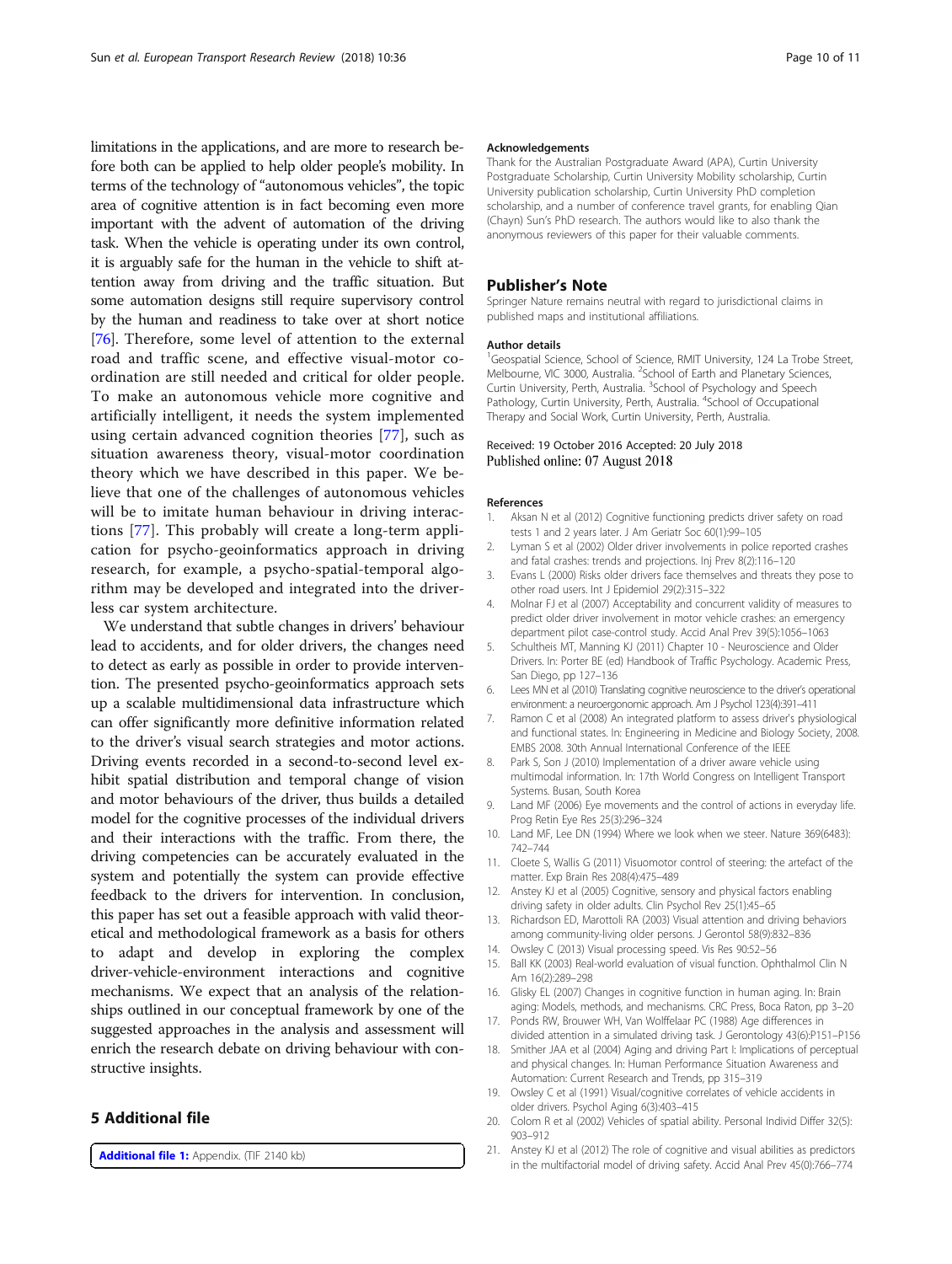limitations in the applications, and are more to research before both can be applied to help older people's mobility. In terms of the technology of "autonomous vehicles", the topic area of cognitive attention is in fact becoming even more important with the advent of automation of the driving task. When the vehicle is operating under its own control, it is arguably safe for the human in the vehicle to shift attention away from driving and the traffic situation. But some automation designs still require supervisory control by the human and readiness to take over at short notice [76]. Therefore, some level of attention to the external road and traffic scene, and effective visual-motor coordination are still needed and critical for older people. To make an autonomous vehicle more cognitive and artificially intelligent, it needs the system implemented using certain advanced cognition theories [77], such as situation awareness theory, visual-motor coordination theory which we have described in this paper. We believe that one of the challenges of autonomous vehicles will be to imitate human behaviour in driving interactions [77]. This probably will create a long-term application for psycho-geoinformatics approach in driving research, for example, a psycho-spatial-temporal algorithm may be developed and integrated into the driverless car system architecture.

We understand that subtle changes in drivers' behaviour lead to accidents, and for older drivers, the changes need to detect as early as possible in order to provide intervention. The presented psycho-geoinformatics approach sets up a scalable multidimensional data infrastructure which can offer significantly more definitive information related to the driver's visual search strategies and motor actions. Driving events recorded in a second-to-second level exhibit spatial distribution and temporal change of vision and motor behaviours of the driver, thus builds a detailed model for the cognitive processes of the individual drivers and their interactions with the traffic. From there, the driving competencies can be accurately evaluated in the system and potentially the system can provide effective feedback to the drivers for intervention. In conclusion, this paper has set out a feasible approach with valid theoretical and methodological framework as a basis for others to adapt and develop in exploring the complex driver-vehicle-environment interactions and cognitive mechanisms. We expect that an analysis of the relationships outlined in our conceptual framework by one of the suggested approaches in the analysis and assessment will enrich the research debate on driving behaviour with constructive insights.

## 5 Additional file

**Additional file 1:** Appendix. (TIF 2140 kb)

#### Acknowledgements

Thank for the Australian Postgraduate Award (APA), Curtin University Postgraduate Scholarship, Curtin University Mobility scholarship, Curtin University publication scholarship, Curtin University PhD completion scholarship, and a number of conference travel grants, for enabling Qian (Chayn) Sun's PhD research. The authors would like to also thank the anonymous reviewers of this paper for their valuable comments.

## Publisher's Note

Springer Nature remains neutral with regard to jurisdictional claims in published maps and institutional affiliations.

#### Author details

[1]Geospatial Science, School of Science, RMIT University, 124 La Trobe Street, Melbourne, VIC 3000, Australia. [2]School of Earth and Planetary Sciences, Curtin University, Perth, Australia. [3]School of Psychology and Speech Pathology, Curtin University, Perth, Australia. [4]School of Occupational Therapy and Social Work, Curtin University, Perth, Australia.

Received: 19 October 2016 Accepted: 20 July 2018
Published online: 07 August 2018

#### References

1. Aksan N et al (2012) Cognitive functioning predicts driver safety on road tests 1 and 2 years later. J Am Geriatr Soc 60(1):99–105
2. Lyman S et al (2002) Older driver involvements in police reported crashes and fatal crashes: trends and projections. Inj Prev 8(2):116–120
3. Evans L (2000) Risks older drivers face themselves and threats they pose to other road users. Int J Epidemiol 29(2):315–322
4. Molnar FJ et al (2007) Acceptability and concurrent validity of measures to predict older driver involvement in motor vehicle crashes: an emergency department pilot case-control study. Accid Anal Prev 39(5):1056–1063
5. Schultheis MT, Manning KJ (2011) Chapter 10 - Neuroscience and Older Drivers. In: Porter BE (ed) Handbook of Traffic Psychology. Academic Press, San Diego, pp 127–136
6. Lees MN et al (2010) Translating cognitive neuroscience to the driver's operational environment: a neuroergonomic approach. Am J Psychol 123(4):391–411
7. Ramon C et al (2008) An integrated platform to assess driver's physiological and functional states. In: Engineering in Medicine and Biology Society, 2008. EMBS 2008. 30th Annual International Conference of the IEEE
8. Park S, Son J (2010) Implementation of a driver aware vehicle using multimodal information. In: 17th World Congress on Intelligent Transport Systems. Busan, South Korea
9. Land MF (2006) Eye movements and the control of actions in everyday life. Prog Retin Eye Res 25(3):296–324
10. Land MF, Lee DN (1994) Where we look when we steer. Nature 369(6483): 742–744
11. Cloete S, Wallis G (2011) Visuomotor control of steering: the artefact of the matter. Exp Brain Res 208(4):475–489
12. Anstey KJ et al (2005) Cognitive, sensory and physical factors enabling driving safety in older adults. Clin Psychol Rev 25(1):45–65
13. Richardson ED, Marottoli RA (2003) Visual attention and driving behaviors among community-living older persons. J Gerontol 58(9):832–836
14. Owsley C (2013) Visual processing speed. Vis Res 90:52–56
15. Ball KK (2003) Real-world evaluation of visual function. Ophthalmol Clin N Am 16(2):289–298
16. Glisky EL (2007) Changes in cognitive function in human aging. In: Brain aging: Models, methods, and mechanisms. CRC Press, Boca Raton, pp 3–20
17. Ponds RW, Brouwer WH, Van Wolffelaar PC (1988) Age differences in divided attention in a simulated driving task. J Gerontology 43(6):P151–P156
18. Smither JAA et al (2004) Aging and driving Part I: Implications of perceptual and physical changes. In: Human Performance Situation Awareness and Automation: Current Research and Trends, pp 315–319
19. Owsley C et al (1991) Visual/cognitive correlates of vehicle accidents in older drivers. Psychol Aging 6(3):403–415
20. Colom R et al (2002) Vehicles of spatial ability. Personal Individ Differ 32(5): 903–912
21. Anstey KJ et al (2012) The role of cognitive and visual abilities as predictors in the multifactorial model of driving safety. Accid Anal Prev 45(0):766–774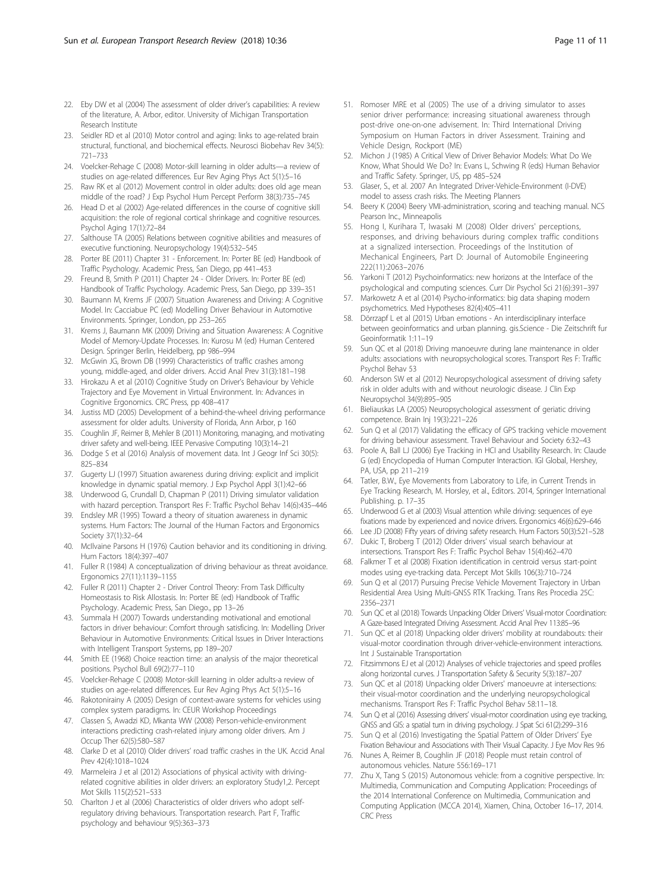22. Eby DW et al (2004) The assessment of older driver's capabilities: A review of the literature, A. Arbor, editor. University of Michigan Transportation Research Institute
23. Seidler RD et al (2010) Motor control and aging: links to age-related brain structural, functional, and biochemical effects. Neurosci Biobehav Rev 34(5): 721–733
24. Voelcker-Rehage C (2008) Motor-skill learning in older adults—a review of studies on age-related differences. Eur Rev Aging Phys Act 5(1):5–16
25. Raw RK et al (2012) Movement control in older adults: does old age mean middle of the road? J Exp Psychol Hum Percept Perform 38(3):735–745
26. Head D et al (2002) Age-related differences in the course of cognitive skill acquisition: the role of regional cortical shrinkage and cognitive resources. Psychol Aging 17(1):72–84
27. Salthouse TA (2005) Relations between cognitive abilities and measures of executive functioning. Neuropsychology 19(4):532–545
28. Porter BE (2011) Chapter 31 - Enforcement. In: Porter BE (ed) Handbook of Traffic Psychology. Academic Press, San Diego, pp 441–453
29. Freund B, Smith P (2011) Chapter 24 - Older Drivers. In: Porter BE (ed) Handbook of Traffic Psychology. Academic Press, San Diego, pp 339–351
30. Baumann M, Krems JF (2007) Situation Awareness and Driving: A Cognitive Model. In: Cacciabue PC (ed) Modelling Driver Behaviour in Automotive Environments. Springer, London, pp 253–265
31. Krems J, Baumann MK (2009) Driving and Situation Awareness: A Cognitive Model of Memory-Update Processes. In: Kurosu M (ed) Human Centered Design. Springer Berlin, Heidelberg, pp 986–994
32. McGwin JG, Brown DB (1999) Characteristics of traffic crashes among young, middle-aged, and older drivers. Accid Anal Prev 31(3):181–198
33. Hirokazu A et al (2010) Cognitive Study on Driver's Behaviour by Vehicle Trajectory and Eye Movement in Virtual Environment. In: Advances in Cognitive Ergonomics. CRC Press, pp 408–417
34. Justiss MD (2005) Development of a behind-the-wheel driving performance assessment for older adults. University of Florida, Ann Arbor, p 160
35. Coughlin JF, Reimer B, Mehler B (2011) Monitoring, managing, and motivating driver safety and well-being. IEEE Pervasive Computing 10(3):14–21
36. Dodge S et al (2016) Analysis of movement data. Int J Geogr Inf Sci 30(5): 825–834
37. Gugerty LJ (1997) Situation awareness during driving: explicit and implicit knowledge in dynamic spatial memory. J Exp Psychol Appl 3(1):42–66
38. Underwood G, Crundall D, Chapman P (2011) Driving simulator validation with hazard perception. Transport Res F: Traffic Psychol Behav 14(6):435–446
39. Endsley MR (1995) Toward a theory of situation awareness in dynamic systems. Hum Factors: The Journal of the Human Factors and Ergonomics Society 37(1):32–64
40. McIlvaine Parsons H (1976) Caution behavior and its conditioning in driving. Hum Factors 18(4):397–407
41. Fuller R (1984) A conceptualization of driving behaviour as threat avoidance. Ergonomics 27(11):1139–1155
42. Fuller R (2011) Chapter 2 - Driver Control Theory: From Task Difficulty Homeostasis to Risk Allostasis. In: Porter BE (ed) Handbook of Traffic Psychology. Academic Press, San Diego., pp 13–26
43. Summala H (2007) Towards understanding motivational and emotional factors in driver behaviour: Comfort through satisficing. In: Modelling Driver Behaviour in Automotive Environments: Critical Issues in Driver Interactions with Intelligent Transport Systems, pp 189–207
44. Smith EE (1968) Choice reaction time: an analysis of the major theoretical positions. Psychol Bull 69(2):77–110
45. Voelcker-Rehage C (2008) Motor-skill learning in older adults-a review of studies on age-related differences. Eur Rev Aging Phys Act 5(1):5–16
46. Rakotonirainy A (2005) Design of context-aware systems for vehicles using complex system paradigms. In: CEUR Workshop Proceedings
47. Classen S, Awadzi KD, Mkanta WW (2008) Person-vehicle-environment interactions predicting crash-related injury among older drivers. Am J Occup Ther 62(5):580–587
48. Clarke D et al (2010) Older drivers' road traffic crashes in the UK. Accid Anal Prev 42(4):1018–1024
49. Marmeleira J et al (2012) Associations of physical activity with driving-related cognitive abilities in older drivers: an exploratory Study1,2. Percept Mot Skills 115(2):521–533
50. Charlton J et al (2006) Characteristics of older drivers who adopt self-regulatory driving behaviours. Transportation research. Part F, Traffic psychology and behaviour 9(5):363–373
51. Romoser MRE et al (2005) The use of a driving simulator to asses senior driver performance: increasing situational awareness through post-drive one-on-one advisement. In: Third International Driving Symposium on Human Factors in driver Assessment. Training and Vehicle Design, Rockport (ME)
52. Michon J (1985) A Critical View of Driver Behavior Models: What Do We Know, What Should We Do? In: Evans L, Schwing R (eds) Human Behavior and Traffic Safety. Springer, US, pp 485–524
53. Glaser, S., et al. 2007 An Integrated Driver-Vehicle-Environment (I-DVE) model to assess crash risks. The Meeting Planners
54. Beery K (2004) Beery VMI-administration, scoring and teaching manual. NCS Pearson Inc., Minneapolis
55. Hong I, Kurihara T, Iwasaki M (2008) Older drivers' perceptions, responses, and driving behaviours during complex traffic conditions at a signalized intersection. Proceedings of the Institution of Mechanical Engineers, Part D: Journal of Automobile Engineering 222(11):2063–2076
56. Yarkoni T (2012) Psychoinformatics: new horizons at the Interface of the psychological and computing sciences. Curr Dir Psychol Sci 21(6):391–397
57. Markowetz A et al (2014) Psycho-informatics: big data shaping modern psychometrics. Med Hypotheses 82(4):405–411
58. Dörrzapf L et al (2015) Urban emotions - An interdisciplinary interface between geoinformatics and urban planning. gis.Science - Die Zeitschrift fur Geoinformatik 1:11–19
59. Sun QC et al (2018) Driving manoeuvre during lane maintenance in older adults: associations with neuropsychological scores. Transport Res F: Traffic Psychol Behav 53
60. Anderson SW et al (2012) Neuropsychological assessment of driving safety risk in older adults with and without neurologic disease. J Clin Exp Neuropsychol 34(9):895–905
61. Bieliauskas LA (2005) Neuropsychological assessment of geriatric driving competence. Brain Inj 19(3):221–226
62. Sun Q et al (2017) Validating the efficacy of GPS tracking vehicle movement for driving behaviour assessment. Travel Behaviour and Society 6:32–43
63. Poole A, Ball LJ (2006) Eye Tracking in HCI and Usability Research. In: Claude G (ed) Encyclopedia of Human Computer Interaction. IGI Global, Hershey, PA, USA, pp 211–219
64. Tatler, B.W., Eye Movements from Laboratory to Life, in Current Trends in Eye Tracking Research, M. Horsley, et al., Editors. 2014, Springer International Publishing. p. 17–35
65. Underwood G et al (2003) Visual attention while driving: sequences of eye fixations made by experienced and novice drivers. Ergonomics 46(6):629–646
66. Lee JD (2008) Fifty years of driving safety research. Hum Factors 50(3):521–528
67. Dukic T, Broberg T (2012) Older drivers' visual search behaviour at intersections. Transport Res F: Traffic Psychol Behav 15(4):462–470
68. Falkmer T et al (2008) Fixation identification in centroid versus start-point modes using eye-tracking data. Percept Mot Skills 106(3):710–724
69. Sun Q et al (2017) Pursuing Precise Vehicle Movement Trajectory in Urban Residential Area Using Multi-GNSS RTK Tracking. Trans Res Procedia 25C: 2356–2371
70. Sun QC et al (2018) Towards Unpacking Older Drivers' Visual-motor Coordination: A Gaze-based Integrated Driving Assessment. Accid Anal Prev 113:85–96
71. Sun QC et al (2018) Unpacking older drivers' mobility at roundabouts: their visual-motor coordination through driver-vehicle-environment interactions. Int J Sustainable Transportation
72. Fitzsimmons EJ et al (2012) Analyses of vehicle trajectories and speed profiles along horizontal curves. J Transportation Safety & Security 5(3):187–207
73. Sun QC et al (2018) Unpacking older Drivers' manoeuvre at intersections: their visual-motor coordination and the underlying neuropsychological mechanisms. Transport Res F: Traffic Psychol Behav 58:11–18.
74. Sun Q et al (2016) Assessing drivers' visual-motor coordination using eye tracking, GNSS and GIS: a spatial turn in driving psychology. J Spat Sci 61(2):299–316
75. Sun Q et al (2016) Investigating the Spatial Pattern of Older Drivers' Eye Fixation Behaviour and Associations with Their Visual Capacity. J Eye Mov Res 9:6
76. Nunes A, Reimer B, Coughlin JF (2018) People must retain control of autonomous vehicles. Nature 556:169–171
77. Zhu X, Tang S (2015) Autonomous vehicle: from a cognitive perspective. In: Multimedia, Communication and Computing Application: Proceedings of the 2014 International Conference on Multimedia, Communication and Computing Application (MCCA 2014), Xiamen, China, October 16–17, 2014. CRC Press